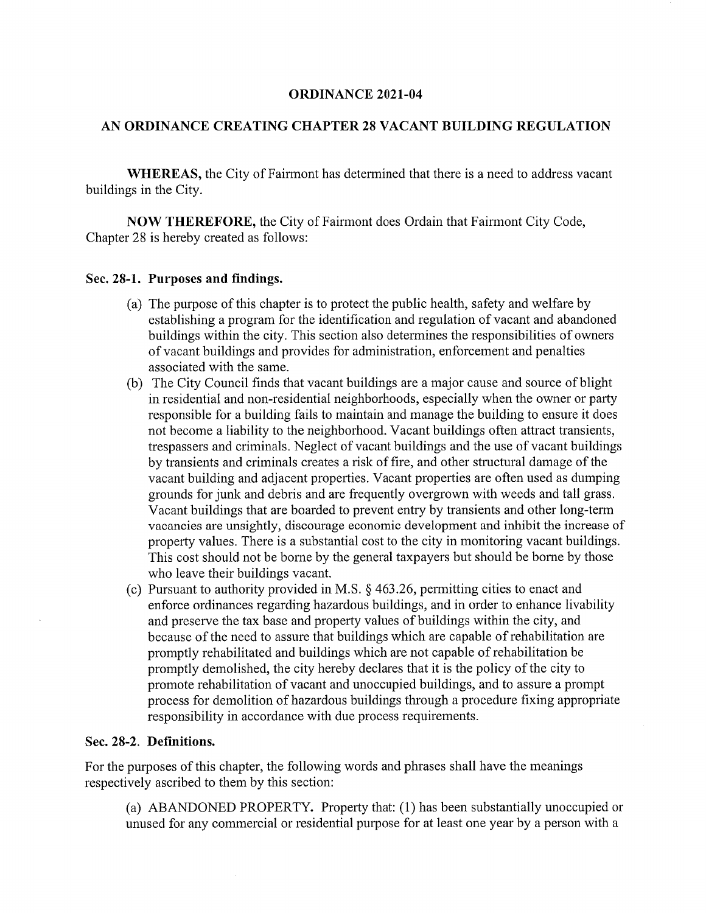# ORDINANCE 2021-04

## AN ORDINANCE CREATING CHAPTER 28 VACANT BUILDING REGULATION

**WHEREAS,** the City of Fairmont has determined that there is a need to address vacant buildings in the City.

**NOW THEREFORE,** the City of Fairmont does Ordain that Fairmont City Code, Chapter 28 is hereby created as follows:

### Sec. 28-1. Purposes and findings.

(a) The purpose of this chapter is to protect the public health, safety and welfare by establishing a program for the identification and regulation of vacant and abandoned buildings within the city. This section also determines the responsibilities of owners of vacant buildings and provides for administration, enforcement and penalties associated with the same.

(b) The City Council finds that vacant buildings are a major cause and source of blight in residential and non-residential neighborhoods, especially when the owner or party responsible for a building fails to maintain and manage the building to ensure it does not become a liability to the neighborhood. Vacant buildings often attract transients, trespassers and criminals. Neglect of vacant buildings and the use of vacant buildings by transients and criminals creates a risk of fire, and other structural damage of the vacant building and adjacent properties. Vacant properties are often used as dumping grounds for junk and debris and are frequently overgrown with weeds and tall grass. Vacant buildings that are boarded to prevent entry by transients and other long-term vacancies are unsightly, discourage economic development and inhibit the increase of property values. There is a substantial cost to the city in monitoring vacant buildings. This cost should not be borne by the general taxpayers but should be borne by those who leave their buildings vacant.

(c) Pursuant to authority provided in M.S. § 463.26, permitting cities to enact and enforce ordinances regarding hazardous buildings, and in order to enhance livability and preserve the tax base and property values of buildings within the city, and because of the need to assure that buildings which are capable of rehabilitation are promptly rehabilitated and buildings which are not capable of rehabilitation be promptly demolished, the city hereby declares that it is the policy of the city to promote rehabilitation of vacant and unoccupied buildings, and to assure a prompt process for demolition of hazardous buildings through a procedure fixing appropriate responsibility in accordance with due process requirements.

### Sec. 28-2. Definitions.

For the purposes of this chapter, the following words and phrases shall have the meanings respectively ascribed to them by this section:

(a) ABANDONED PROPERTY. Property that: (1) has been substantially unoccupied or unused for any commercial or residential purpose for at least one year by a person with a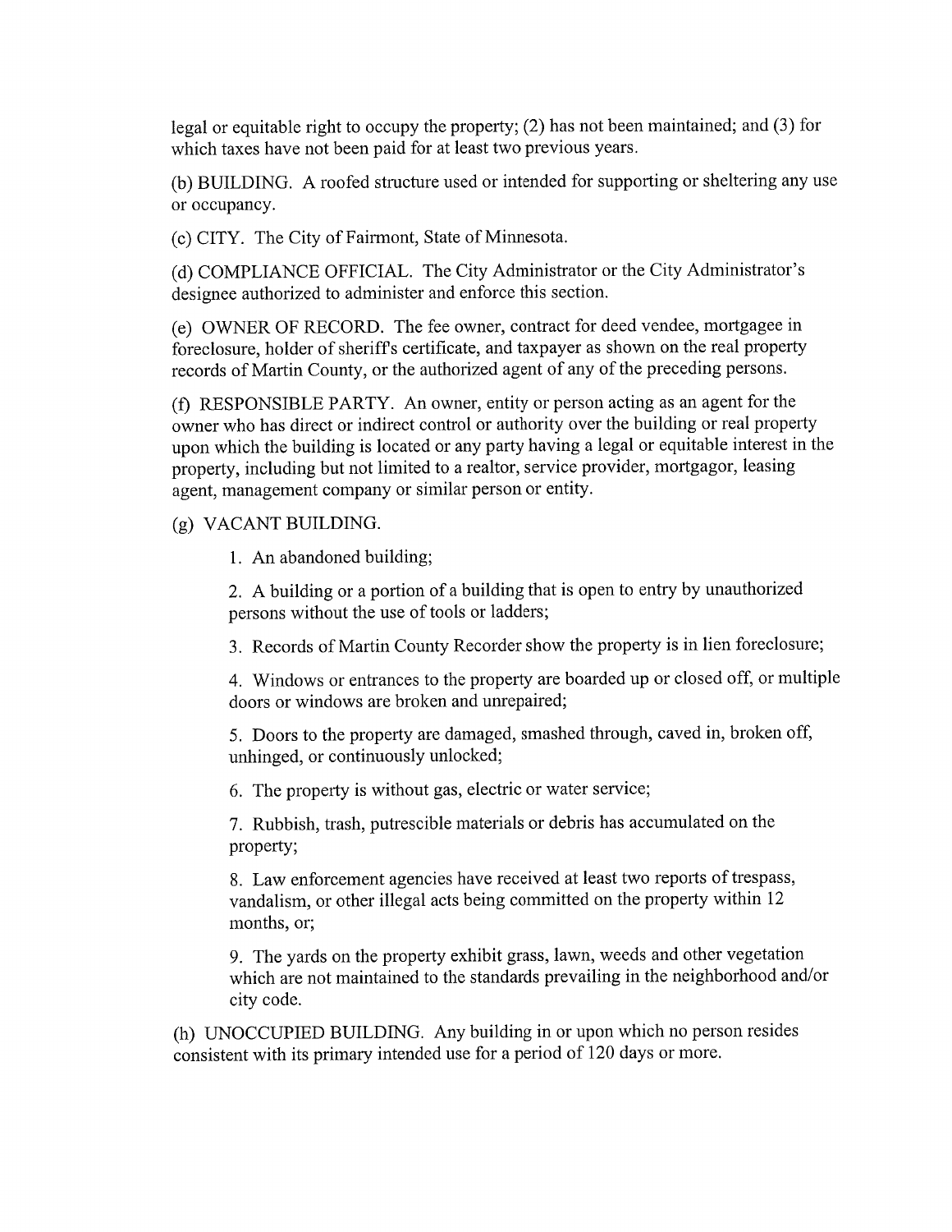legal or equitable right to occupy the property; (2) has not been maintained; and (3) for which taxes have not been paid for at least two previous years.

(b) BUILDING. A roofed structure used or intended for supporting or sheltering any use or occupancy.

(c) CITY. The City of Fairmont, State of Minnesota.

(d) COMPLIANCE OFFICIAL. The City Administrator or the City Administrator's designee authorized to administer and enforce this section.

(e) OWNER OF RECORD. The fee owner, contract for deed vendee, mortgagee in foreclosure, holder of sheriff's certificate, and taxpayer as shown on the real property records of Martin County, or the authorized agent of any of the preceding persons.

(f) RESPONSIBLE PARTY. An owner, entity or person acting as an agent for the owner who has direct or indirect control or authority over the building or real property upon which the building is located or any party having a legal or equitable interest in the property, including but not limited to a realtor, service provider, mortgagor, leasing agent, management company or similar person or entity.

(g) VACANT BUILDING.

1. An abandoned building;

2. A building or a portion of a building that is open to entry by unauthorized persons without the use of tools or ladders;

3. Records of Martin County Recorder show the property is in lien foreclosure;

4. Windows or entrances to the property are boarded up or closed off, or multiple doors or windows are broken and unrepaired;

5. Doors to the property are damaged, smashed through, caved in, broken off, unhinged, or continuously unlocked;

6. The property is without gas, electric or water service;

7. Rubbish, trash, putrescible materials or debris has accumulated on the property;

8. Law enforcement agencies have received at least two reports of trespass, vandalism, or other illegal acts being committed on the property within 12 months, or;

9. The yards on the property exhibit grass, lawn, weeds and other vegetation which are not maintained to the standards prevailing in the neighborhood and/or city code.

(h) UNOCCUPIED BUILDING. Any building in or upon which no person resides consistent with its primary intended use for a period of 120 days or more.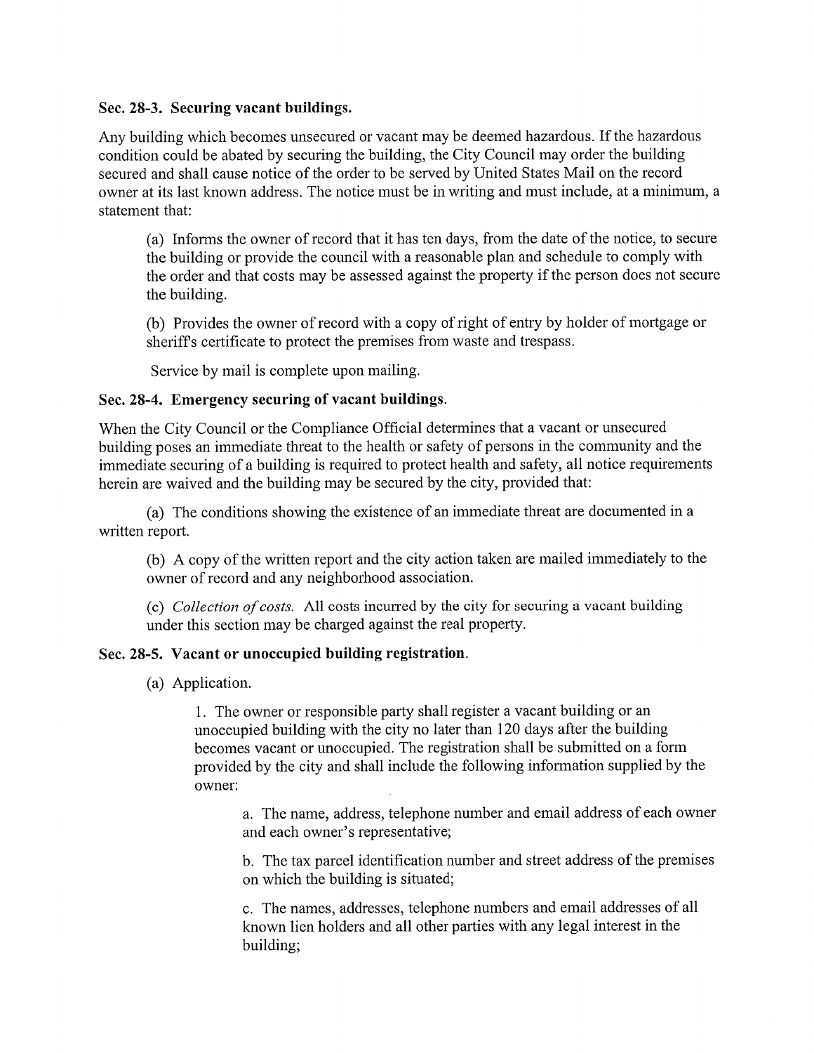### Sec. 28-3. Securing vacant buildings.

Any building which becomes unsecured or vacant may be deemed hazardous. If the hazardous condition could be abated by securing the building, the City Council may order the building secured and shall cause notice of the order to be served by United States Mail on the record owner at its last known address. The notice must be in writing and must include, at a minimum, a statement that:

(a) Informs the owner of record that it has ten days, from the date of the notice, to secure the building or provide the council with a reasonable plan and schedule to comply with the order and that costs may be assessed against the property if the person does not secure the building.

(b) Provides the owner of record with a copy of right of entry by holder of mortgage or sheriff's certificate to protect the premises from waste and trespass.

Service by mail is complete upon mailing.

### Sec. 28-4. Emergency securing of vacant buildings.

When the City Council or the Compliance Official determines that a vacant or unsecured building poses an immediate threat to the health or safety of persons in the community and the immediate securing of a building is required to protect health and safety, all notice requirements herein are waived and the building may be secured by the city, provided that:

(a) The conditions showing the existence of an immediate threat are documented in a written report.

(b) A copy of the written report and the city action taken are mailed immediately to the owner of record and any neighborhood association.

(c) *Collection of costs.* All costs incurred by the city for securing a vacant building under this section may be charged against the real property.

### Sec. 28-5. Vacant or unoccupied building registration.

(a) Application.

1. The owner or responsible party shall register a vacant building or an unoccupied building with the city no later than 120 days after the building becomes vacant or unoccupied. The registration shall be submitted on a form provided by the city and shall include the following information supplied by the owner:

a. The name, address, telephone number and email address of each owner and each owner's representative;

b. The tax parcel identification number and street address of the premises on which the building is situated;

c. The names, addresses, telephone numbers and email addresses of all known lien holders and all other parties with any legal interest in the building;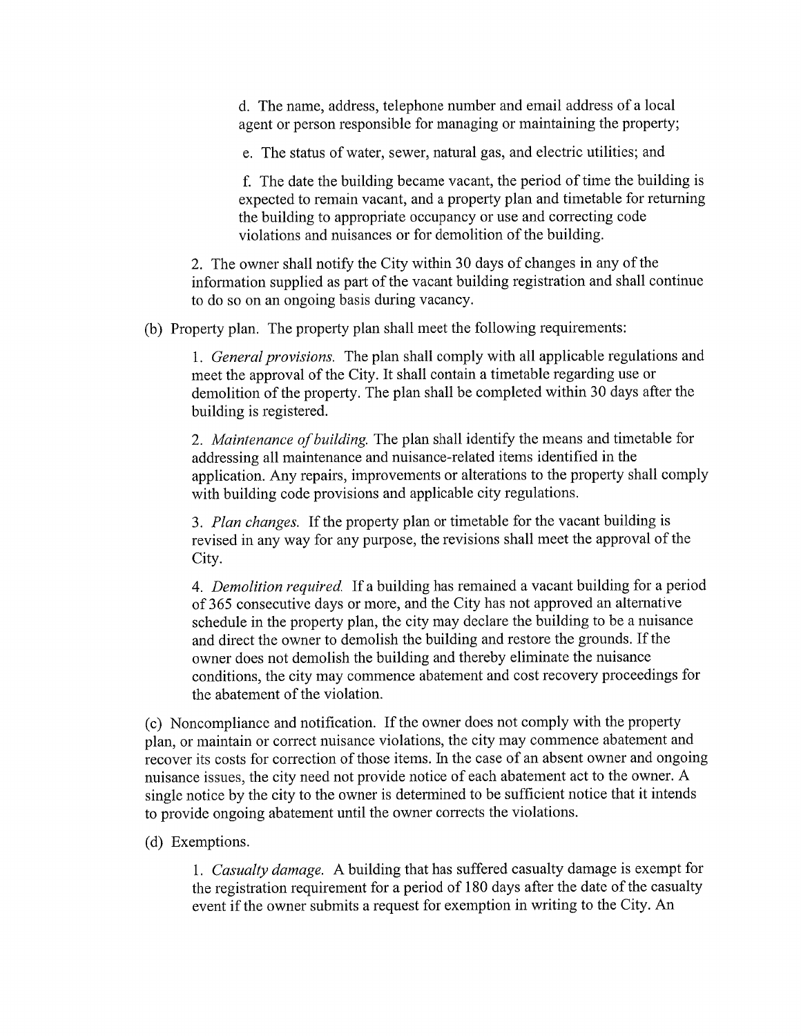d. The name, address, telephone number and email address of a local agent or person responsible for managing or maintaining the property;

e. The status of water, sewer, natural gas, and electric utilities; and

f. The date the building became vacant, the period of time the building is expected to remain vacant, and a property plan and timetable for returning the building to appropriate occupancy or use and correcting code violations and nuisances or for demolition of the building.

2. The owner shall notify the City within 30 days of changes in any of the information supplied as part of the vacant building registration and shall continue to do so on an ongoing basis during vacancy.

(b) Property plan. The property plan shall meet the following requirements:

1. *General provisions.* The plan shall comply with all applicable regulations and meet the approval of the City. It shall contain a timetable regarding use or demolition of the property. The plan shall be completed within 30 days after the building is registered.

2. *Maintenance of building.* The plan shall identify the means and timetable for addressing all maintenance and nuisance-related items identified in the application. Any repairs, improvements or alterations to the property shall comply with building code provisions and applicable city regulations.

3. *Plan changes.* If the property plan or timetable for the vacant building is revised in any way for any purpose, the revisions shall meet the approval of the City.

4. *Demolition required.* If a building has remained a vacant building for a period of 365 consecutive days or more, and the City has not approved an alternative schedule in the property plan, the city may declare the building to be a nuisance and direct the owner to demolish the building and restore the grounds. If the owner does not demolish the building and thereby eliminate the nuisance conditions, the city may commence abatement and cost recovery proceedings for the abatement of the violation.

(c) Noncompliance and notification. If the owner does not comply with the property plan, or maintain or correct nuisance violations, the city may commence abatement and recover its costs for correction of those items. In the case of an absent owner and ongoing nuisance issues, the city need not provide notice of each abatement act to the owner. A single notice by the city to the owner is determined to be sufficient notice that it intends to provide ongoing abatement until the owner corrects the violations.

(d) Exemptions.

1. *Casualty damage.* A building that has suffered casualty damage is exempt for the registration requirement for a period of 180 days after the date of the casualty event if the owner submits a request for exemption in writing to the City. An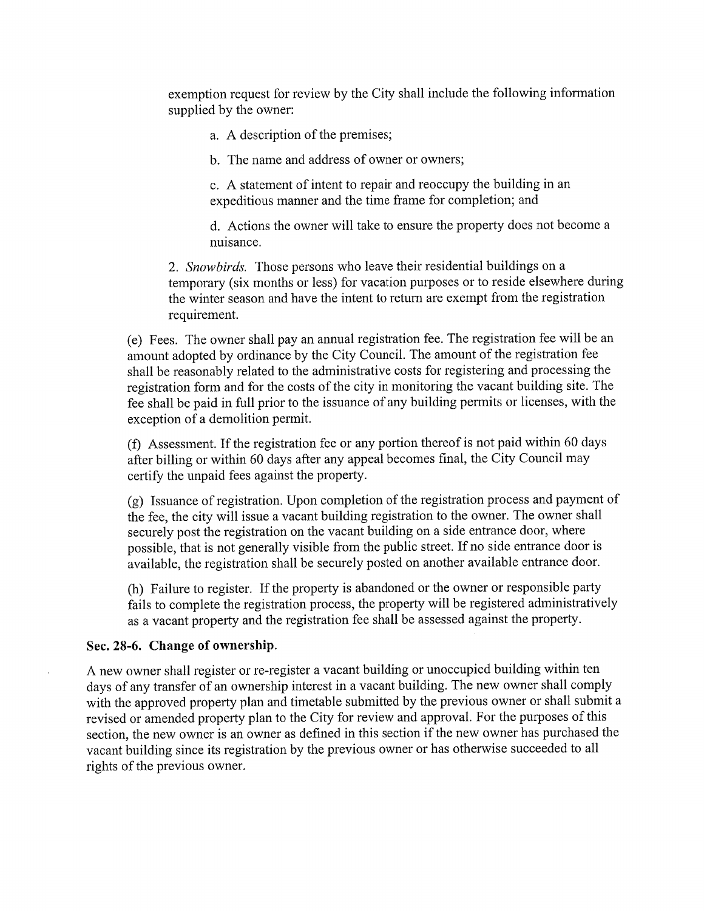exemption request for review by the City shall include the following information supplied by the owner:

a. A description of the premises;

b. The name and address of owner or owners;

c. A statement of intent to repair and reoccupy the building in an expeditious manner and the time frame for completion; and

d. Actions the owner will take to ensure the property does not become a nuisance.

2. *Snowbirds.* Those persons who leave their residential buildings on a temporary (six months or less) for vacation purposes or to reside elsewhere during the winter season and have the intent to return are exempt from the registration requirement.

(e) Fees. The owner shall pay an annual registration fee. The registration fee will be an amount adopted by ordinance by the City Council. The amount of the registration fee shall be reasonably related to the administrative costs for registering and processing the registration form and for the costs of the city in monitoring the vacant building site. The fee shall be paid in full prior to the issuance of any building permits or licenses, with the exception of a demolition permit.

(f) Assessment. If the registration fee or any portion thereof is not paid within 60 days after billing or within 60 days after any appeal becomes final, the City Council may certify the unpaid fees against the property.

(g) Issuance of registration. Upon completion of the registration process and payment of the fee, the city will issue a vacant building registration to the owner. The owner shall securely post the registration on the vacant building on a side entrance door, where possible, that is not generally visible from the public street. If no side entrance door is available, the registration shall be securely posted on another available entrance door.

(h) Failure to register. If the property is abandoned or the owner or responsible party fails to complete the registration process, the property will be registered administratively as a vacant property and the registration fee shall be assessed against the property.

**Sec. 28-6. Change of ownership.**

A new owner shall register or re-register a vacant building or unoccupied building within ten days of any transfer of an ownership interest in a vacant building. The new owner shall comply with the approved property plan and timetable submitted by the previous owner or shall submit a revised or amended property plan to the City for review and approval. For the purposes of this section, the new owner is an owner as defined in this section if the new owner has purchased the vacant building since its registration by the previous owner or has otherwise succeeded to all rights of the previous owner.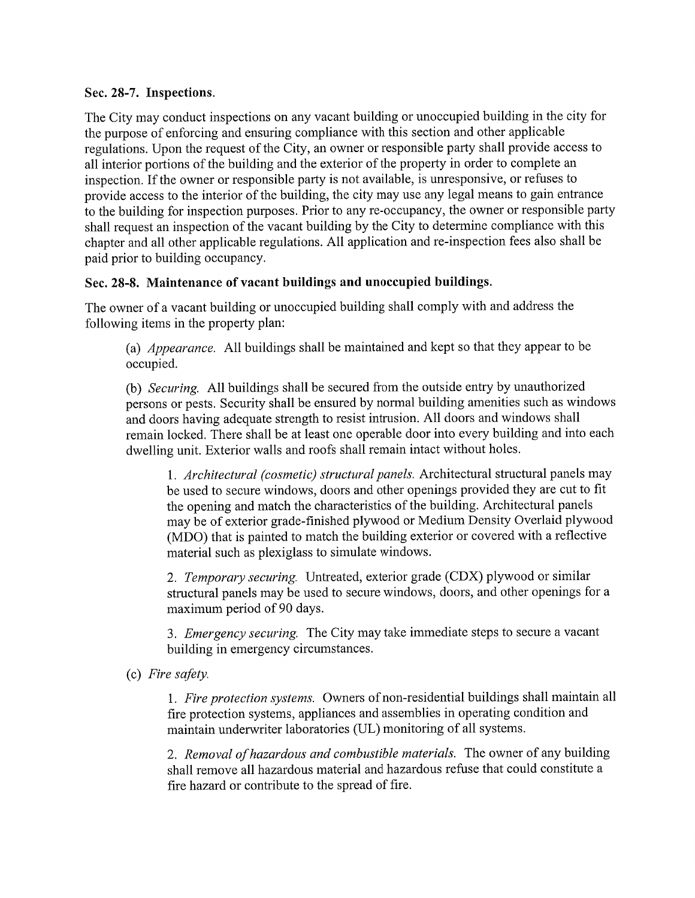**Sec. 28-7. Inspections.**

The City may conduct inspections on any vacant building or unoccupied building in the city for the purpose of enforcing and ensuring compliance with this section and other applicable regulations. Upon the request of the City, an owner or responsible party shall provide access to all interior portions of the building and the exterior of the property in order to complete an inspection. If the owner or responsible party is not available, is unresponsive, or refuses to provide access to the interior of the building, the city may use any legal means to gain entrance to the building for inspection purposes. Prior to any re-occupancy, the owner or responsible party shall request an inspection of the vacant building by the City to determine compliance with this chapter and all other applicable regulations. All application and re-inspection fees also shall be paid prior to building occupancy.

**Sec. 28-8. Maintenance of vacant buildings and unoccupied buildings.**

The owner of a vacant building or unoccupied building shall comply with and address the following items in the property plan:

(a) *Appearance.* All buildings shall be maintained and kept so that they appear to be occupied.

(b) *Securing.* All buildings shall be secured from the outside entry by unauthorized persons or pests. Security shall be ensured by normal building amenities such as windows and doors having adequate strength to resist intrusion. All doors and windows shall remain locked. There shall be at least one operable door into every building and into each dwelling unit. Exterior walls and roofs shall remain intact without holes.

1. *Architectural (cosmetic) structural panels.* Architectural structural panels may be used to secure windows, doors and other openings provided they are cut to fit the opening and match the characteristics of the building. Architectural panels may be of exterior grade-finished plywood or Medium Density Overlaid plywood (MDO) that is painted to match the building exterior or covered with a reflective material such as plexiglass to simulate windows.

2. *Temporary securing.* Untreated, exterior grade (CDX) plywood or similar structural panels may be used to secure windows, doors, and other openings for a maximum period of 90 days.

3. *Emergency securing.* The City may take immediate steps to secure a vacant building in emergency circumstances.

(c) *Fire safety.*

1. *Fire protection systems.* Owners of non-residential buildings shall maintain all fire protection systems, appliances and assemblies in operating condition and maintain underwriter laboratories (UL) monitoring of all systems.

2. *Removal of hazardous and combustible materials.* The owner of any building shall remove all hazardous material and hazardous refuse that could constitute a fire hazard or contribute to the spread of fire.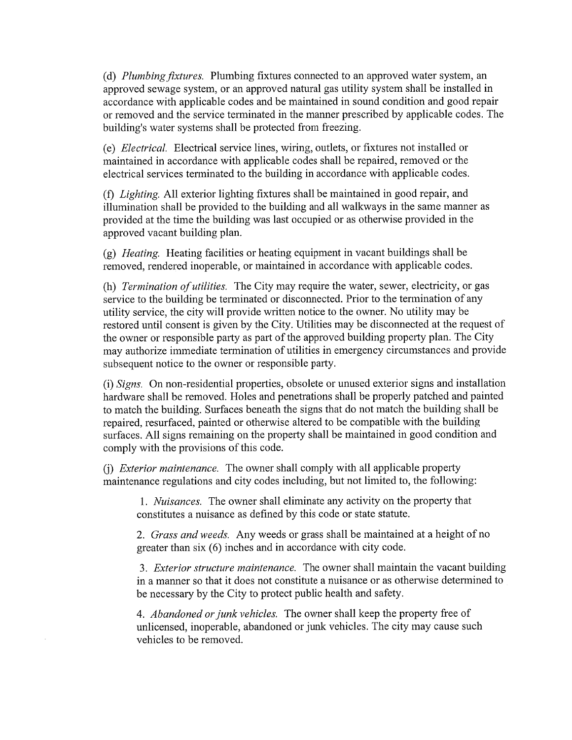(d) *Plumbing fixtures.* Plumbing fixtures connected to an approved water system, an approved sewage system, or an approved natural gas utility system shall be installed in accordance with applicable codes and be maintained in sound condition and good repair or removed and the service terminated in the manner prescribed by applicable codes. The building's water systems shall be protected from freezing.

(e) *Electrical.* Electrical service lines, wiring, outlets, or fixtures not installed or maintained in accordance with applicable codes shall be repaired, removed or the electrical services terminated to the building in accordance with applicable codes.

(f) *Lighting.* All exterior lighting fixtures shall be maintained in good repair, and illumination shall be provided to the building and all walkways in the same manner as provided at the time the building was last occupied or as otherwise provided in the approved vacant building plan.

(g) *Heating.* Heating facilities or heating equipment in vacant buildings shall be removed, rendered inoperable, or maintained in accordance with applicable codes.

(h) *Termination of utilities.* The City may require the water, sewer, electricity, or gas service to the building be terminated or disconnected. Prior to the termination of any utility service, the city will provide written notice to the owner. No utility may be restored until consent is given by the City. Utilities may be disconnected at the request of the owner or responsible party as part of the approved building property plan. The City may authorize immediate termination of utilities in emergency circumstances and provide subsequent notice to the owner or responsible party.

(i) *Signs.* On non-residential properties, obsolete or unused exterior signs and installation hardware shall be removed. Holes and penetrations shall be properly patched and painted to match the building. Surfaces beneath the signs that do not match the building shall be repaired, resurfaced, painted or otherwise altered to be compatible with the building surfaces. All signs remaining on the property shall be maintained in good condition and comply with the provisions of this code.

(j) *Exterior maintenance.* The owner shall comply with all applicable property maintenance regulations and city codes including, but not limited to, the following:

> 1. *Nuisances.* The owner shall eliminate any activity on the property that constitutes a nuisance as defined by this code or state statute.
>
> 2. *Grass and weeds.* Any weeds or grass shall be maintained at a height of no greater than six (6) inches and in accordance with city code.
>
> 3. *Exterior structure maintenance.* The owner shall maintain the vacant building in a manner so that it does not constitute a nuisance or as otherwise determined to be necessary by the City to protect public health and safety.
>
> 4. *Abandoned or junk vehicles.* The owner shall keep the property free of unlicensed, inoperable, abandoned or junk vehicles. The city may cause such vehicles to be removed.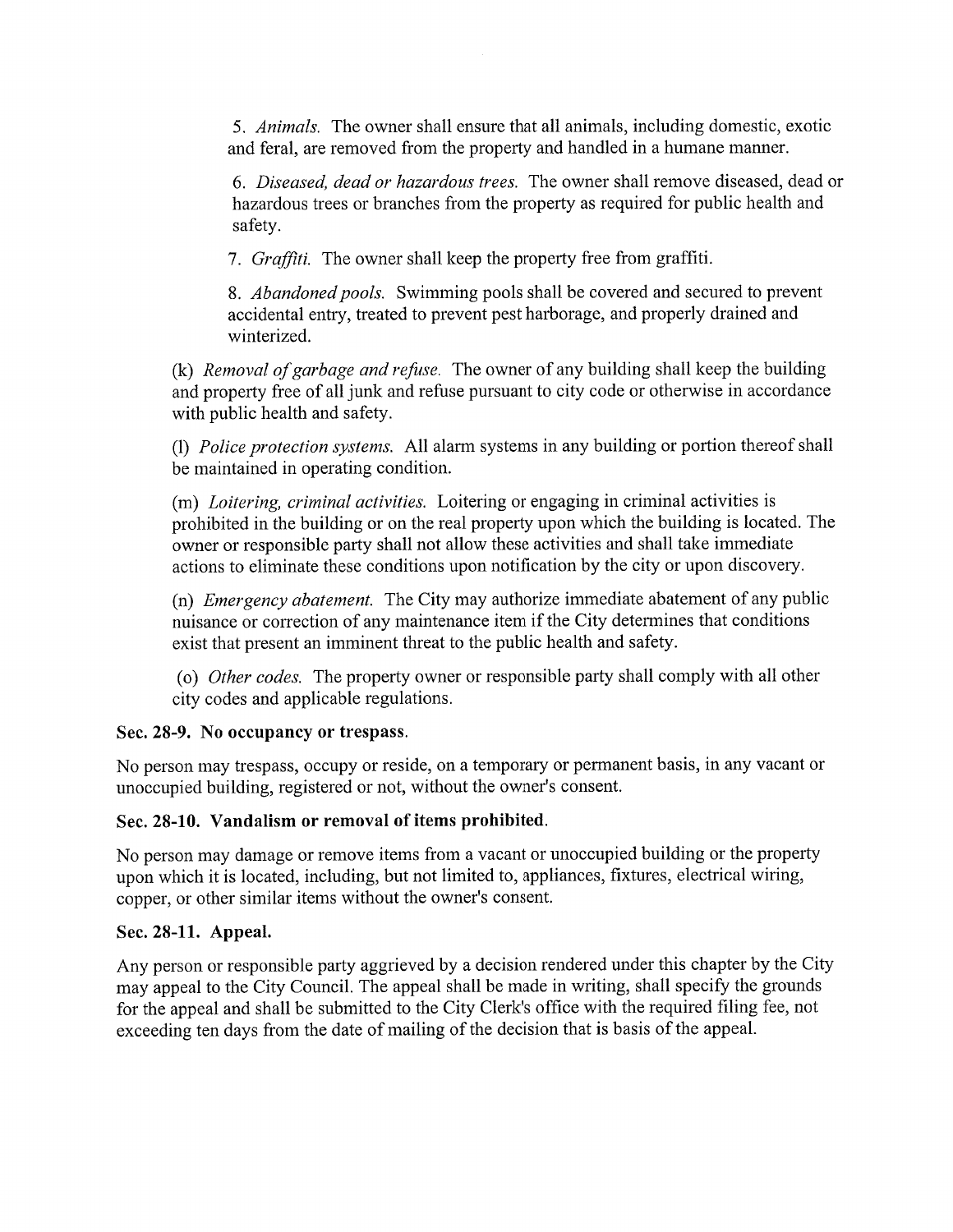5. *Animals.* The owner shall ensure that all animals, including domestic, exotic and feral, are removed from the property and handled in a humane manner.

6. *Diseased, dead or hazardous trees.* The owner shall remove diseased, dead or hazardous trees or branches from the property as required for public health and safety.

7. *Graffiti.* The owner shall keep the property free from graffiti.

8. *Abandoned pools.* Swimming pools shall be covered and secured to prevent accidental entry, treated to prevent pest harborage, and properly drained and winterized.

(k) *Removal of garbage and refuse.* The owner of any building shall keep the building and property free of all junk and refuse pursuant to city code or otherwise in accordance with public health and safety.

(l) *Police protection systems.* All alarm systems in any building or portion thereof shall be maintained in operating condition.

(m) *Loitering, criminal activities.* Loitering or engaging in criminal activities is prohibited in the building or on the real property upon which the building is located. The owner or responsible party shall not allow these activities and shall take immediate actions to eliminate these conditions upon notification by the city or upon discovery.

(n) *Emergency abatement.* The City may authorize immediate abatement of any public nuisance or correction of any maintenance item if the City determines that conditions exist that present an imminent threat to the public health and safety.

(o) *Other codes.* The property owner or responsible party shall comply with all other city codes and applicable regulations.

**Sec. 28-9. No occupancy or trespass.**

No person may trespass, occupy or reside, on a temporary or permanent basis, in any vacant or unoccupied building, registered or not, without the owner's consent.

**Sec. 28-10. Vandalism or removal of items prohibited.**

No person may damage or remove items from a vacant or unoccupied building or the property upon which it is located, including, but not limited to, appliances, fixtures, electrical wiring, copper, or other similar items without the owner's consent.

**Sec. 28-11. Appeal.**

Any person or responsible party aggrieved by a decision rendered under this chapter by the City may appeal to the City Council. The appeal shall be made in writing, shall specify the grounds for the appeal and shall be submitted to the City Clerk's office with the required filing fee, not exceeding ten days from the date of mailing of the decision that is basis of the appeal.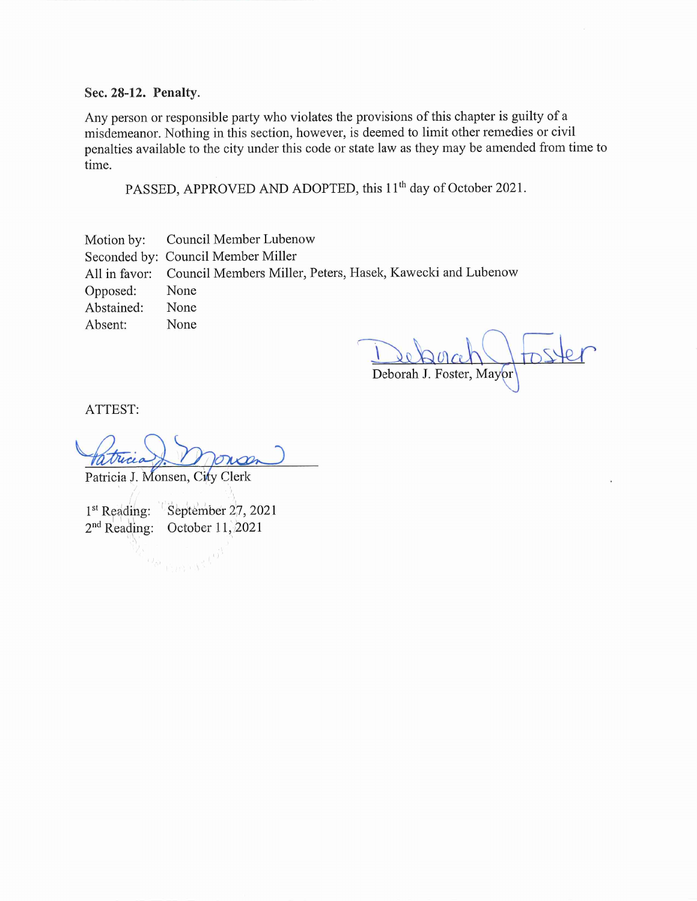**Sec. 28-12. Penalty.**

Any person or responsible party who violates the provisions of this chapter is guilty of a misdemeanor. Nothing in this section, however, is deemed to limit other remedies or civil penalties available to the city under this code or state law as they may be amended from time to time.

PASSED, APPROVED AND ADOPTED, this 11th day of October 2021.

Motion by: Council Member Lubenow
Seconded by: Council Member Miller
All in favor: Council Members Miller, Peters, Hasek, Kawecki and Lubenow
Opposed: None
Abstained: None
Absent: None

Deborah J. Foster, Mayor

ATTEST:

Patricia J. Monsen, City Clerk

1st Reading: September 27, 2021
2nd Reading: October 11, 2021